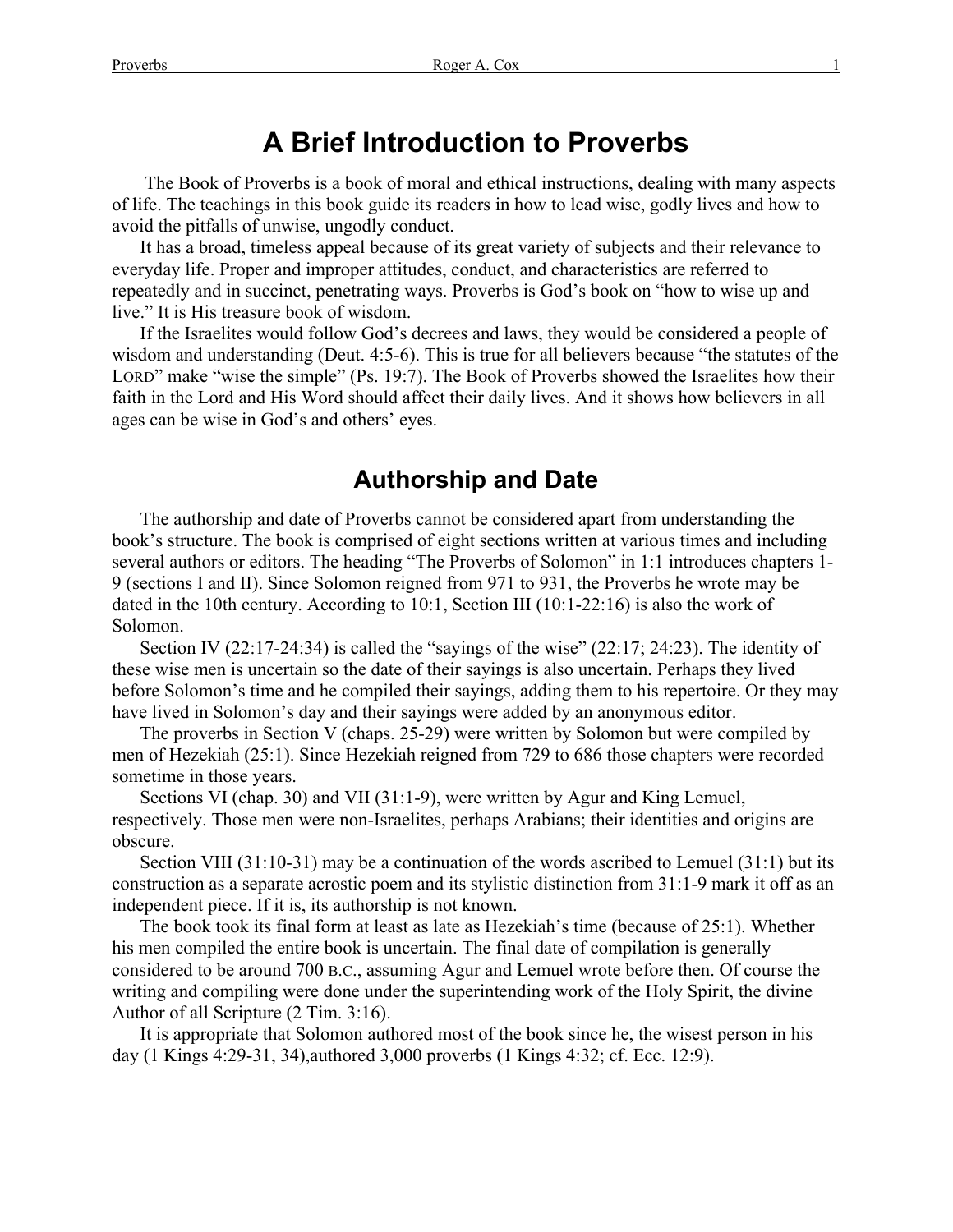# A Brief Introduction to Proverbs

The Book of Proverbs is a book of moral and ethical instructions, dealing with many aspects of life. The teachings in this book guide its readers in how to lead wise, godly lives and how to avoid the pitfalls of unwise, ungodly conduct.

It has a broad, timeless appeal because of its great variety of subjects and their relevance to everyday life. Proper and improper attitudes, conduct, and characteristics are referred to repeatedly and in succinct, penetrating ways. Proverbs is God's book on "how to wise up and live." It is His treasure book of wisdom.

If the Israelites would follow God's decrees and laws, they would be considered a people of wisdom and understanding (Deut. 4:5-6). This is true for all believers because "the statutes of the LORD" make "wise the simple" (Ps. 19:7). The Book of Proverbs showed the Israelites how their faith in the Lord and His Word should affect their daily lives. And it shows how believers in all ages can be wise in God's and others' eyes.

## Authorship and Date

The authorship and date of Proverbs cannot be considered apart from understanding the book's structure. The book is comprised of eight sections written at various times and including several authors or editors. The heading "The Proverbs of Solomon" in 1:1 introduces chapters 1-9 (sections I and II). Since Solomon reigned from 971 to 931, the Proverbs he wrote may be dated in the 10th century. According to 10:1, Section III (10:1-22:16) is also the work of Solomon.

Section IV (22:17-24:34) is called the "sayings of the wise" (22:17; 24:23). The identity of these wise men is uncertain so the date of their sayings is also uncertain. Perhaps they lived before Solomon's time and he compiled their sayings, adding them to his repertoire. Or they may have lived in Solomon's day and their sayings were added by an anonymous editor.

The proverbs in Section V (chaps. 25-29) were written by Solomon but were compiled by men of Hezekiah (25:1). Since Hezekiah reigned from 729 to 686 those chapters were recorded sometime in those years.

Sections VI (chap. 30) and VII (31:1-9), were written by Agur and King Lemuel, respectively. Those men were non-Israelites, perhaps Arabians; their identities and origins are obscure.

Section VIII (31:10-31) may be a continuation of the words ascribed to Lemuel (31:1) but its construction as a separate acrostic poem and its stylistic distinction from 31:1-9 mark it off as an independent piece. If it is, its authorship is not known.

The book took its final form at least as late as Hezekiah's time (because of 25:1). Whether his men compiled the entire book is uncertain. The final date of compilation is generally considered to be around 700 B.C., assuming Agur and Lemuel wrote before then. Of course the writing and compiling were done under the superintending work of the Holy Spirit, the divine Author of all Scripture (2 Tim. 3:16).

It is appropriate that Solomon authored most of the book since he, the wisest person in his day (1 Kings 4:29-31, 34),authored 3,000 proverbs (1 Kings 4:32; cf. Ecc. 12:9).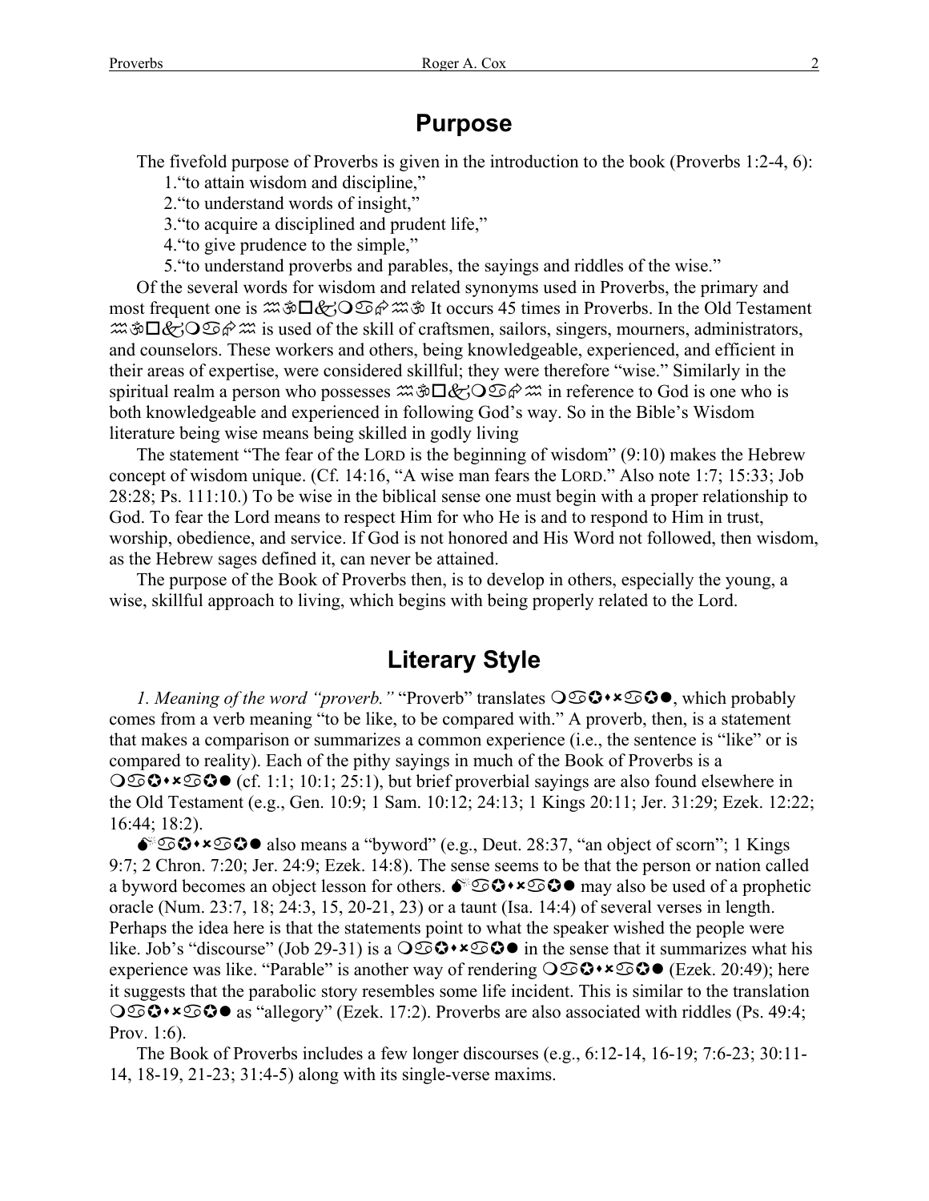## Purpose

The fivefold purpose of Proverbs is given in the introduction to the book (Proverbs 1:2-4, 6):

1. "to attain wisdom and discipline,"
2. "to understand words of insight,"
3. "to acquire a disciplined and prudent life,"
4. "to give prudence to the simple,"
5. "to understand proverbs and parables, the sayings and riddles of the wise."

Of the several words for wisdom and related synonyms used in Proverbs, the primary and most frequent one is ♒ॐ□🙵❍♋⌘♒ॐ It occurs 45 times in Proverbs. In the Old Testament ♒ॐ□🙵❍♋⌘♒ is used of the skill of craftsmen, sailors, singers, mourners, administrators, and counselors. These workers and others, being knowledgeable, experienced, and efficient in their areas of expertise, were considered skillful; they were therefore "wise." Similarly in the spiritual realm a person who possesses ♒ॐ□🙵❍♋⌘♒ in reference to God is one who is both knowledgeable and experienced in following God's way. So in the Bible's Wisdom literature being wise means being skilled in godly living

The statement "The fear of the LORD is the beginning of wisdom" (9:10) makes the Hebrew concept of wisdom unique. (Cf. 14:16, "A wise man fears the LORD." Also note 1:7; 15:33; Job 28:28; Ps. 111:10.) To be wise in the biblical sense one must begin with a proper relationship to God. To fear the Lord means to respect Him for who He is and to respond to Him in trust, worship, obedience, and service. If God is not honored and His Word not followed, then wisdom, as the Hebrew sages defined it, can never be attained.

The purpose of the Book of Proverbs then, is to develop in others, especially the young, a wise, skillful approach to living, which begins with being properly related to the Lord.

## Literary Style

*1. Meaning of the word "proverb."* "Proverb" translates ❍♋✪⬧⌧♋✪●, which probably comes from a verb meaning "to be like, to be compared with." A proverb, then, is a statement that makes a comparison or summarizes a common experience (i.e., the sentence is "like" or is compared to reality). Each of the pithy sayings in much of the Book of Proverbs is a ❍♋✪⬧⌧♋✪● (cf. 1:1; 10:1; 25:1), but brief proverbial sayings are also found elsewhere in the Old Testament (e.g., Gen. 10:9; 1 Sam. 10:12; 24:13; 1 Kings 20:11; Jer. 31:29; Ezek. 12:22; 16:44; 18:2).

❍♋✪⬧⌧♋✪● also means a "byword" (e.g., Deut. 28:37, "an object of scorn"; 1 Kings 9:7; 2 Chron. 7:20; Jer. 24:9; Ezek. 14:8). The sense seems to be that the person or nation called a byword becomes an object lesson for others. ❍♋✪⬧⌧♋✪● may also be used of a prophetic oracle (Num. 23:7, 18; 24:3, 15, 20-21, 23) or a taunt (Isa. 14:4) of several verses in length. Perhaps the idea here is that the statements point to what the speaker wished the people were like. Job's "discourse" (Job 29-31) is a ❍♋✪⬧⌧♋✪● in the sense that it summarizes what his experience was like. "Parable" is another way of rendering ❍♋✪⬧⌧♋✪● (Ezek. 20:49); here it suggests that the parabolic story resembles some life incident. This is similar to the translation ❍♋✪⬧⌧♋✪● as "allegory" (Ezek. 17:2). Proverbs are also associated with riddles (Ps. 49:4; Prov. 1:6).

The Book of Proverbs includes a few longer discourses (e.g., 6:12-14, 16-19; 7:6-23; 30:11-14, 18-19, 21-23; 31:4-5) along with its single-verse maxims.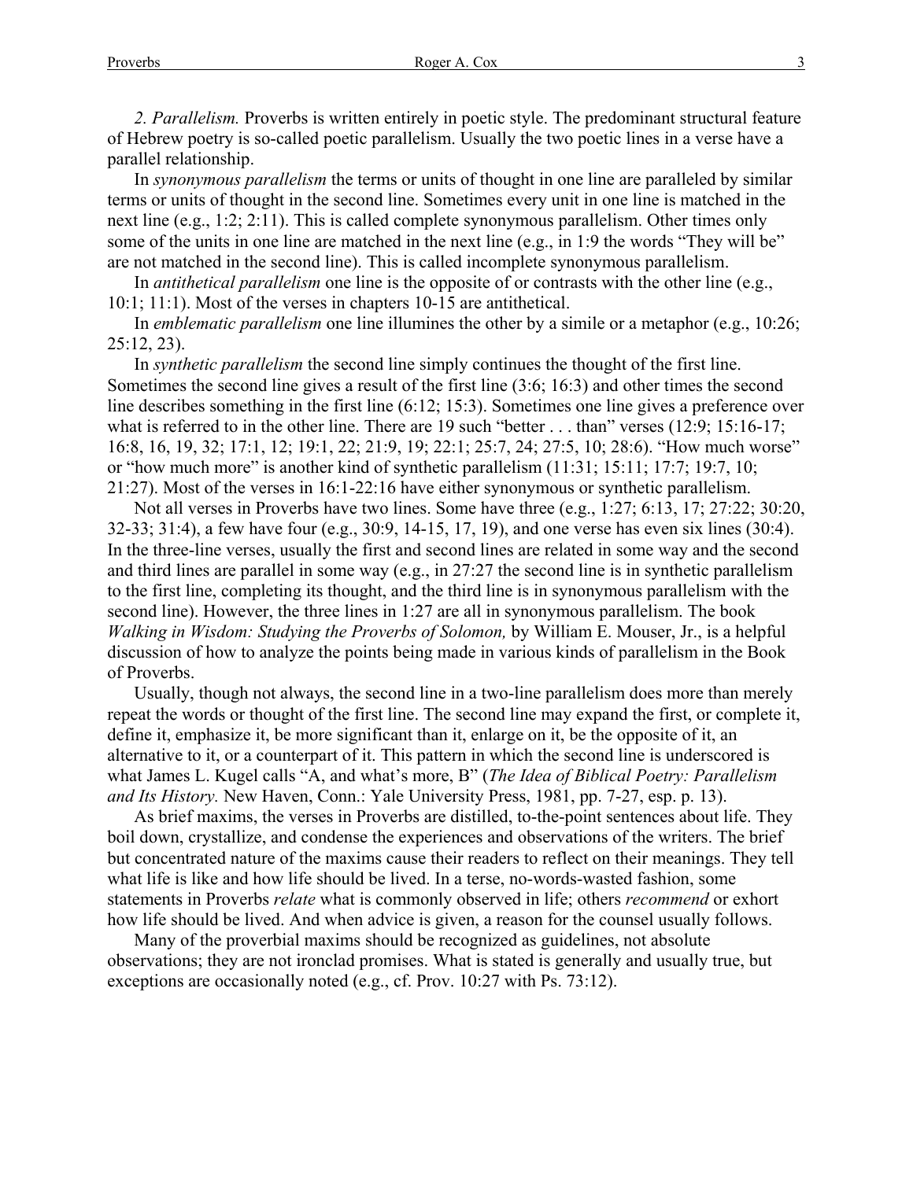*2. Parallelism.* Proverbs is written entirely in poetic style. The predominant structural feature of Hebrew poetry is so-called poetic parallelism. Usually the two poetic lines in a verse have a parallel relationship.

In *synonymous parallelism* the terms or units of thought in one line are paralleled by similar terms or units of thought in the second line. Sometimes every unit in one line is matched in the next line (e.g., 1:2; 2:11). This is called complete synonymous parallelism. Other times only some of the units in one line are matched in the next line (e.g., in 1:9 the words "They will be" are not matched in the second line). This is called incomplete synonymous parallelism.

In *antithetical parallelism* one line is the opposite of or contrasts with the other line (e.g., 10:1; 11:1). Most of the verses in chapters 10-15 are antithetical.

In *emblematic parallelism* one line illumines the other by a simile or a metaphor (e.g., 10:26; 25:12, 23).

In *synthetic parallelism* the second line simply continues the thought of the first line. Sometimes the second line gives a result of the first line (3:6; 16:3) and other times the second line describes something in the first line (6:12; 15:3). Sometimes one line gives a preference over what is referred to in the other line. There are 19 such "better . . . than" verses (12:9; 15:16-17; 16:8, 16, 19, 32; 17:1, 12; 19:1, 22; 21:9, 19; 22:1; 25:7, 24; 27:5, 10; 28:6). "How much worse" or "how much more" is another kind of synthetic parallelism (11:31; 15:11; 17:7; 19:7, 10; 21:27). Most of the verses in 16:1-22:16 have either synonymous or synthetic parallelism.

Not all verses in Proverbs have two lines. Some have three (e.g., 1:27; 6:13, 17; 27:22; 30:20, 32-33; 31:4), a few have four (e.g., 30:9, 14-15, 17, 19), and one verse has even six lines (30:4). In the three-line verses, usually the first and second lines are related in some way and the second and third lines are parallel in some way (e.g., in 27:27 the second line is in synthetic parallelism to the first line, completing its thought, and the third line is in synonymous parallelism with the second line). However, the three lines in 1:27 are all in synonymous parallelism. The book *Walking in Wisdom: Studying the Proverbs of Solomon,* by William E. Mouser, Jr., is a helpful discussion of how to analyze the points being made in various kinds of parallelism in the Book of Proverbs.

Usually, though not always, the second line in a two-line parallelism does more than merely repeat the words or thought of the first line. The second line may expand the first, or complete it, define it, emphasize it, be more significant than it, enlarge on it, be the opposite of it, an alternative to it, or a counterpart of it. This pattern in which the second line is underscored is what James L. Kugel calls "A, and what's more, B" (*The Idea of Biblical Poetry: Parallelism and Its History.* New Haven, Conn.: Yale University Press, 1981, pp. 7-27, esp. p. 13).

As brief maxims, the verses in Proverbs are distilled, to-the-point sentences about life. They boil down, crystallize, and condense the experiences and observations of the writers. The brief but concentrated nature of the maxims cause their readers to reflect on their meanings. They tell what life is like and how life should be lived. In a terse, no-words-wasted fashion, some statements in Proverbs *relate* what is commonly observed in life; others *recommend* or exhort how life should be lived. And when advice is given, a reason for the counsel usually follows.

Many of the proverbial maxims should be recognized as guidelines, not absolute observations; they are not ironclad promises. What is stated is generally and usually true, but exceptions are occasionally noted (e.g., cf. Prov. 10:27 with Ps. 73:12).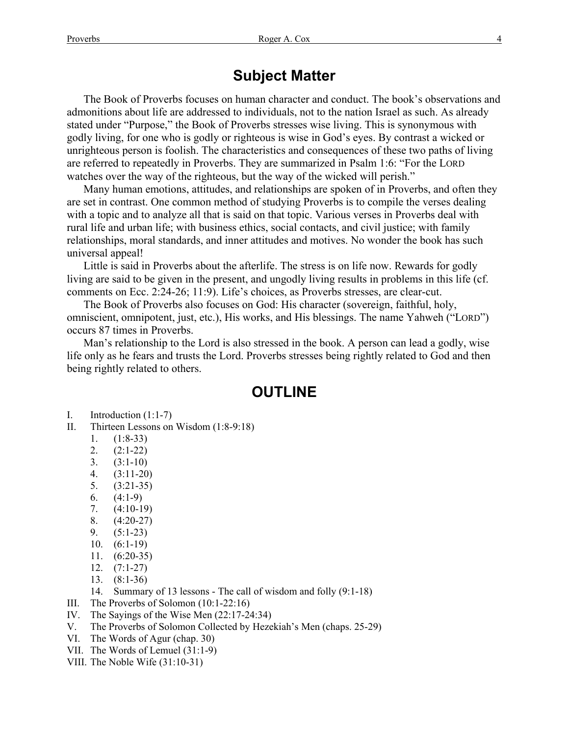## Subject Matter

The Book of Proverbs focuses on human character and conduct. The book's observations and admonitions about life are addressed to individuals, not to the nation Israel as such. As already stated under "Purpose," the Book of Proverbs stresses wise living. This is synonymous with godly living, for one who is godly or righteous is wise in God's eyes. By contrast a wicked or unrighteous person is foolish. The characteristics and consequences of these two paths of living are referred to repeatedly in Proverbs. They are summarized in Psalm 1:6: "For the LORD watches over the way of the righteous, but the way of the wicked will perish."

Many human emotions, attitudes, and relationships are spoken of in Proverbs, and often they are set in contrast. One common method of studying Proverbs is to compile the verses dealing with a topic and to analyze all that is said on that topic. Various verses in Proverbs deal with rural life and urban life; with business ethics, social contacts, and civil justice; with family relationships, moral standards, and inner attitudes and motives. No wonder the book has such universal appeal!

Little is said in Proverbs about the afterlife. The stress is on life now. Rewards for godly living are said to be given in the present, and ungodly living results in problems in this life (cf. comments on Ecc. 2:24-26; 11:9). Life's choices, as Proverbs stresses, are clear-cut.

The Book of Proverbs also focuses on God: His character (sovereign, faithful, holy, omniscient, omnipotent, just, etc.), His works, and His blessings. The name Yahweh ("LORD") occurs 87 times in Proverbs.

Man's relationship to the Lord is also stressed in the book. A person can lead a godly, wise life only as he fears and trusts the Lord. Proverbs stresses being rightly related to God and then being rightly related to others.

## OUTLINE

- I. Introduction (1:1-7)
- II. Thirteen Lessons on Wisdom (1:8-9:18)
  1. (1:8-33)
  2. (2:1-22)
  3. (3:1-10)
  4. (3:11-20)
  5. (3:21-35)
  6. (4:1-9)
  7. (4:10-19)
  8. (4:20-27)
  9. (5:1-23)
  10. (6:1-19)
  11. (6:20-35)
  12. (7:1-27)
  13. (8:1-36)
  14. Summary of 13 lessons - The call of wisdom and folly (9:1-18)
- III. The Proverbs of Solomon (10:1-22:16)
- IV. The Sayings of the Wise Men (22:17-24:34)
- V. The Proverbs of Solomon Collected by Hezekiah's Men (chaps. 25-29)
- VI. The Words of Agur (chap. 30)
- VII. The Words of Lemuel (31:1-9)
- VIII. The Noble Wife (31:10-31)